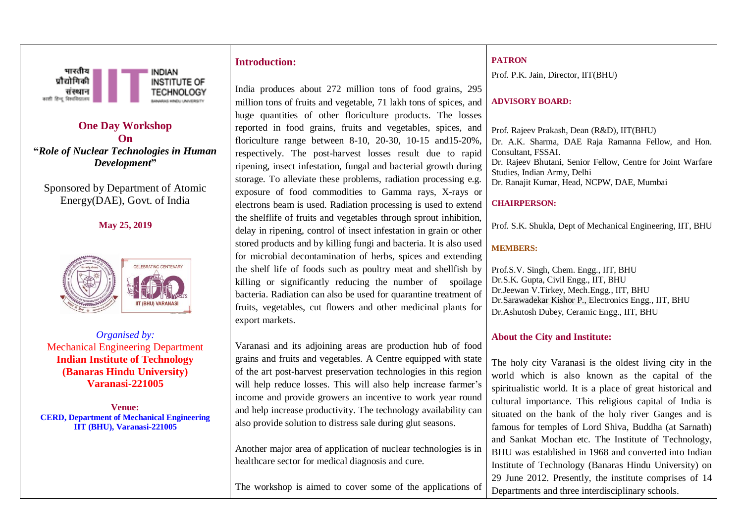भारतीय प्रौद्योगिकी संस्थान काशी हिन्दू विश्वविद्यालय

INDIAN INSTITUTE OF TECHNOLOGY BANARAS HINDU UNIVERSITY

# One Day Workshop On "*Role of Nuclear Technologies in Human Development*"

Sponsored by Department of Atomic Energy(DAE), Govt. of India

**May 25, 2019**

CELEBRATING CENTENARY 100 Years IIT (BHU) VARANASI

*Organised by:*

Mechanical Engineering Department

**Indian Institute of Technology (Banaras Hindu University) Varanasi-221005**

**Venue:**
**CERD, Department of Mechanical Engineering IIT (BHU), Varanasi-221005**

## Introduction:

India produces about 272 million tons of food grains, 295 million tons of fruits and vegetable, 71 lakh tons of spices, and huge quantities of other floriculture products. The losses reported in food grains, fruits and vegetables, spices, and floriculture range between 8-10, 20-30, 10-15 and15-20%, respectively. The post-harvest losses result due to rapid ripening, insect infestation, fungal and bacterial growth during storage. To alleviate these problems, radiation processing e.g. exposure of food commodities to Gamma rays, X-rays or electrons beam is used. Radiation processing is used to extend the shelflife of fruits and vegetables through sprout inhibition, delay in ripening, control of insect infestation in grain or other stored products and by killing fungi and bacteria. It is also used for microbial decontamination of herbs, spices and extending the shelf life of foods such as poultry meat and shellfish by killing or significantly reducing the number of spoilage bacteria. Radiation can also be used for quarantine treatment of fruits, vegetables, cut flowers and other medicinal plants for export markets.

Varanasi and its adjoining areas are production hub of food grains and fruits and vegetables. A Centre equipped with state of the art post-harvest preservation technologies in this region will help reduce losses. This will also help increase farmer's income and provide growers an incentive to work year round and help increase productivity. The technology availability can also provide solution to distress sale during glut seasons.

Another major area of application of nuclear technologies is in healthcare sector for medical diagnosis and cure.

The workshop is aimed to cover some of the applications of

### PATRON

Prof. P.K. Jain, Director, IIT(BHU)

### ADVISORY BOARD:

Prof. Rajeev Prakash, Dean (R&D), IIT(BHU)
Dr. A.K. Sharma, DAE Raja Ramanna Fellow, and Hon. Consultant, FSSAI.
Dr. Rajeev Bhutani, Senior Fellow, Centre for Joint Warfare Studies, Indian Army, Delhi
Dr. Ranajit Kumar, Head, NCPW, DAE, Mumbai

### CHAIRPERSON:

Prof. S.K. Shukla, Dept of Mechanical Engineering, IIT, BHU

### MEMBERS:

Prof.S.V. Singh, Chem. Engg., IIT, BHU
Dr.S.K. Gupta, Civil Engg., IIT, BHU
Dr.Jeewan V.Tirkey, Mech.Engg., IIT, BHU
Dr.Sarawadekar Kishor P., Electronics Engg., IIT, BHU
Dr.Ashutosh Dubey, Ceramic Engg., IIT, BHU

### About the City and Institute:

The holy city Varanasi is the oldest living city in the world which is also known as the capital of the spiritualistic world. It is a place of great historical and cultural importance. This religious capital of India is situated on the bank of the holy river Ganges and is famous for temples of Lord Shiva, Buddha (at Sarnath) and Sankat Mochan etc. The Institute of Technology, BHU was established in 1968 and converted into Indian Institute of Technology (Banaras Hindu University) on 29 June 2012. Presently, the institute comprises of 14 Departments and three interdisciplinary schools.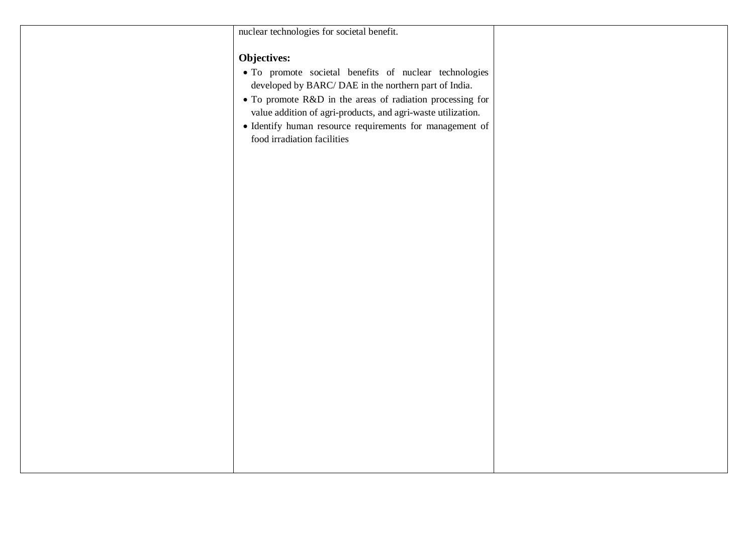| | | |
|---|---|---|
| | nuclear technologies for societal benefit.<br><br>**Objectives:**<br>• To promote societal benefits of nuclear technologies developed by BARC/ DAE in the northern part of India.<br>• To promote R&D in the areas of radiation processing for value addition of agri-products, and agri-waste utilization.<br>• Identify human resource requirements for management of food irradiation facilities | |